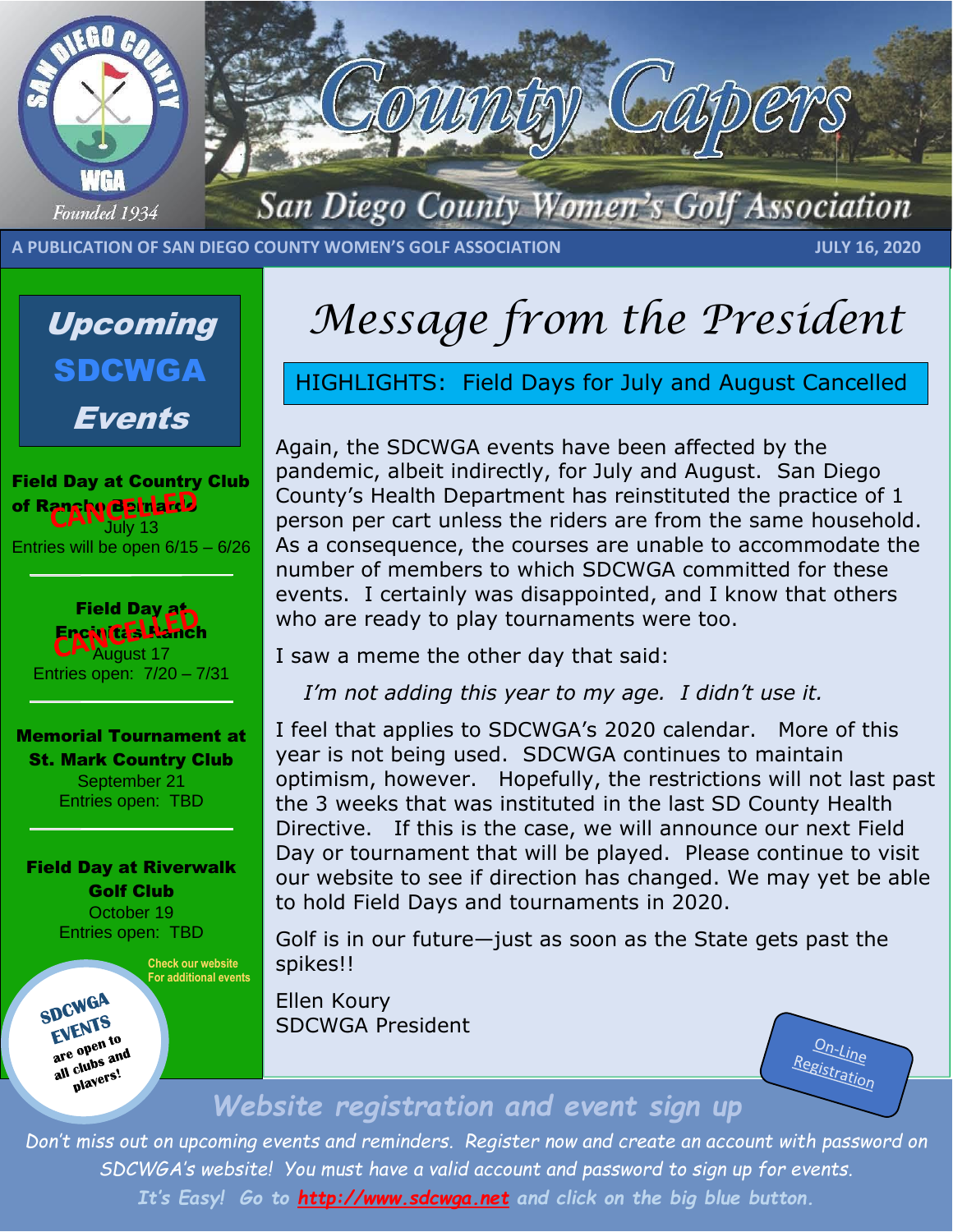# County Capers

## San Diego County Women's Golf Association

SAN DIEGO COUNTY WGA — Founded 1934

A PUBLICATION OF SAN DIEGO COUNTY WOMEN'S GOLF ASSOCIATION — JULY 16, 2020

## Upcoming SDCWGA Events

**Field Day at Country Club of Rancho Bernardo** — CANCELLED
July 13
Entries will be open 6/15 – 6/26

**Field Day at Encinitas Ranch** — CANCELLED
August 17
Entries open: 7/20 – 7/31

**Memorial Tournament at St. Mark Country Club**
September 21
Entries open: TBD

**Field Day at Riverwalk Golf Club**
October 19
Entries open: TBD

Check our website For additional events

SDCWGA EVENTS are open to all clubs and players!

# Message from the President

HIGHLIGHTS: Field Days for July and August Cancelled

Again, the SDCWGA events have been affected by the pandemic, albeit indirectly, for July and August. San Diego County's Health Department has reinstituted the practice of 1 person per cart unless the riders are from the same household. As a consequence, the courses are unable to accommodate the number of members to which SDCWGA committed for these events. I certainly was disappointed, and I know that others who are ready to play tournaments were too.

I saw a meme the other day that said:

*I'm not adding this year to my age. I didn't use it.*

I feel that applies to SDCWGA's 2020 calendar. More of this year is not being used. SDCWGA continues to maintain optimism, however. Hopefully, the restrictions will not last past the 3 weeks that was instituted in the last SD County Health Directive. If this is the case, we will announce our next Field Day or tournament that will be played. Please continue to visit our website to see if direction has changed. We may yet be able to hold Field Days and tournaments in 2020.

Golf is in our future—just as soon as the State gets past the spikes!!

Ellen Koury
SDCWGA President

On-Line Registration

## Website registration and event sign up

*Don't miss out on upcoming events and reminders. Register now and create an account with password on SDCWGA's website! You must have a valid account and password to sign up for events.*

*It's Easy! Go to http://www.sdcwga.net and click on the big blue button.*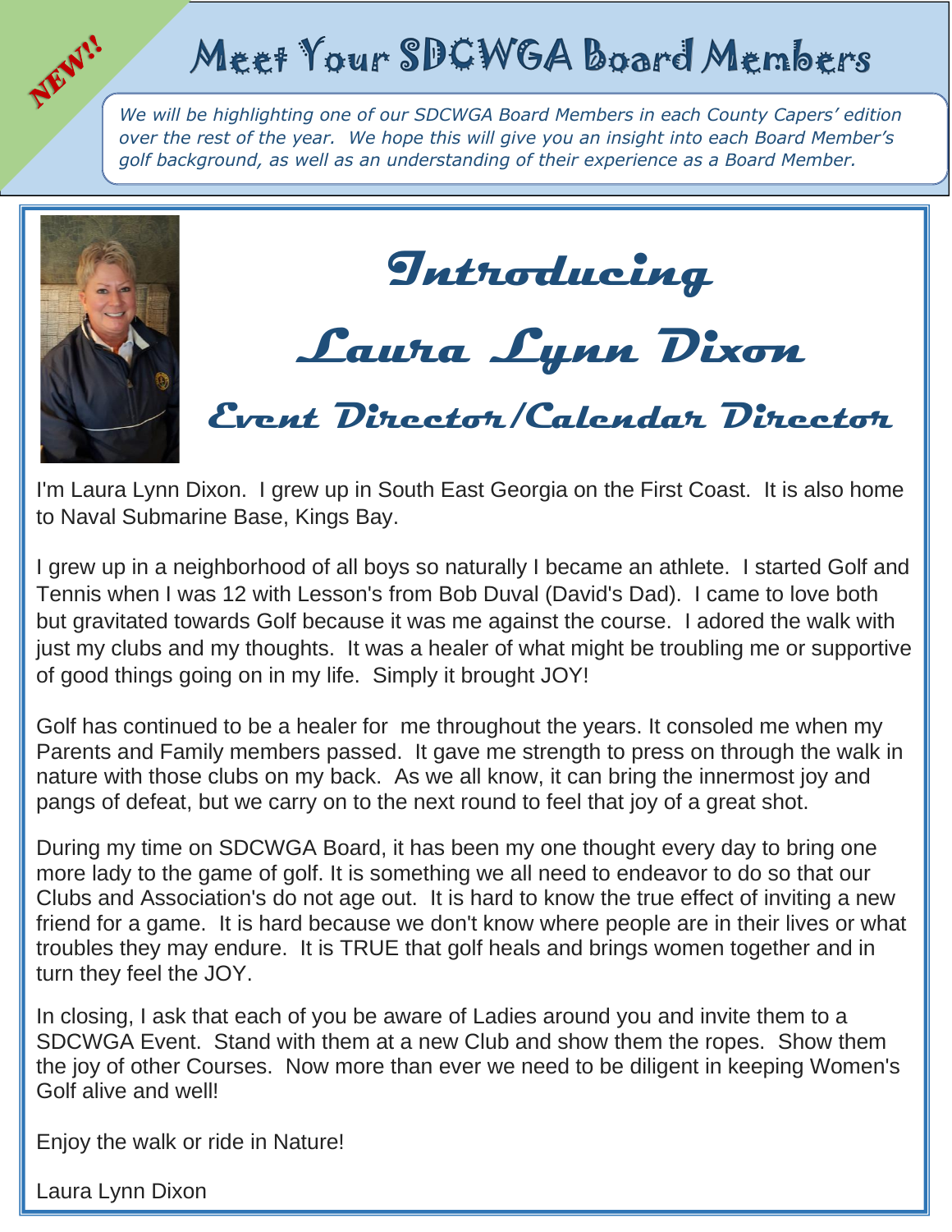NEW!!

# Meet Your SDCWGA Board Members

*We will be highlighting one of our SDCWGA Board Members in each County Capers' edition over the rest of the year. We hope this will give you an insight into each Board Member's golf background, as well as an understanding of their experience as a Board Member.*

## Introducing

## Laura Lynn Dixon

### Event Director/Calendar Director

I'm Laura Lynn Dixon. I grew up in South East Georgia on the First Coast. It is also home to Naval Submarine Base, Kings Bay.

I grew up in a neighborhood of all boys so naturally I became an athlete. I started Golf and Tennis when I was 12 with Lesson's from Bob Duval (David's Dad). I came to love both but gravitated towards Golf because it was me against the course. I adored the walk with just my clubs and my thoughts. It was a healer of what might be troubling me or supportive of good things going on in my life. Simply it brought JOY!

Golf has continued to be a healer for me throughout the years. It consoled me when my Parents and Family members passed. It gave me strength to press on through the walk in nature with those clubs on my back. As we all know, it can bring the innermost joy and pangs of defeat, but we carry on to the next round to feel that joy of a great shot.

During my time on SDCWGA Board, it has been my one thought every day to bring one more lady to the game of golf. It is something we all need to endeavor to do so that our Clubs and Association's do not age out. It is hard to know the true effect of inviting a new friend for a game. It is hard because we don't know where people are in their lives or what troubles they may endure. It is TRUE that golf heals and brings women together and in turn they feel the JOY.

In closing, I ask that each of you be aware of Ladies around you and invite them to a SDCWGA Event. Stand with them at a new Club and show them the ropes. Show them the joy of other Courses. Now more than ever we need to be diligent in keeping Women's Golf alive and well!

Enjoy the walk or ride in Nature!

Laura Lynn Dixon